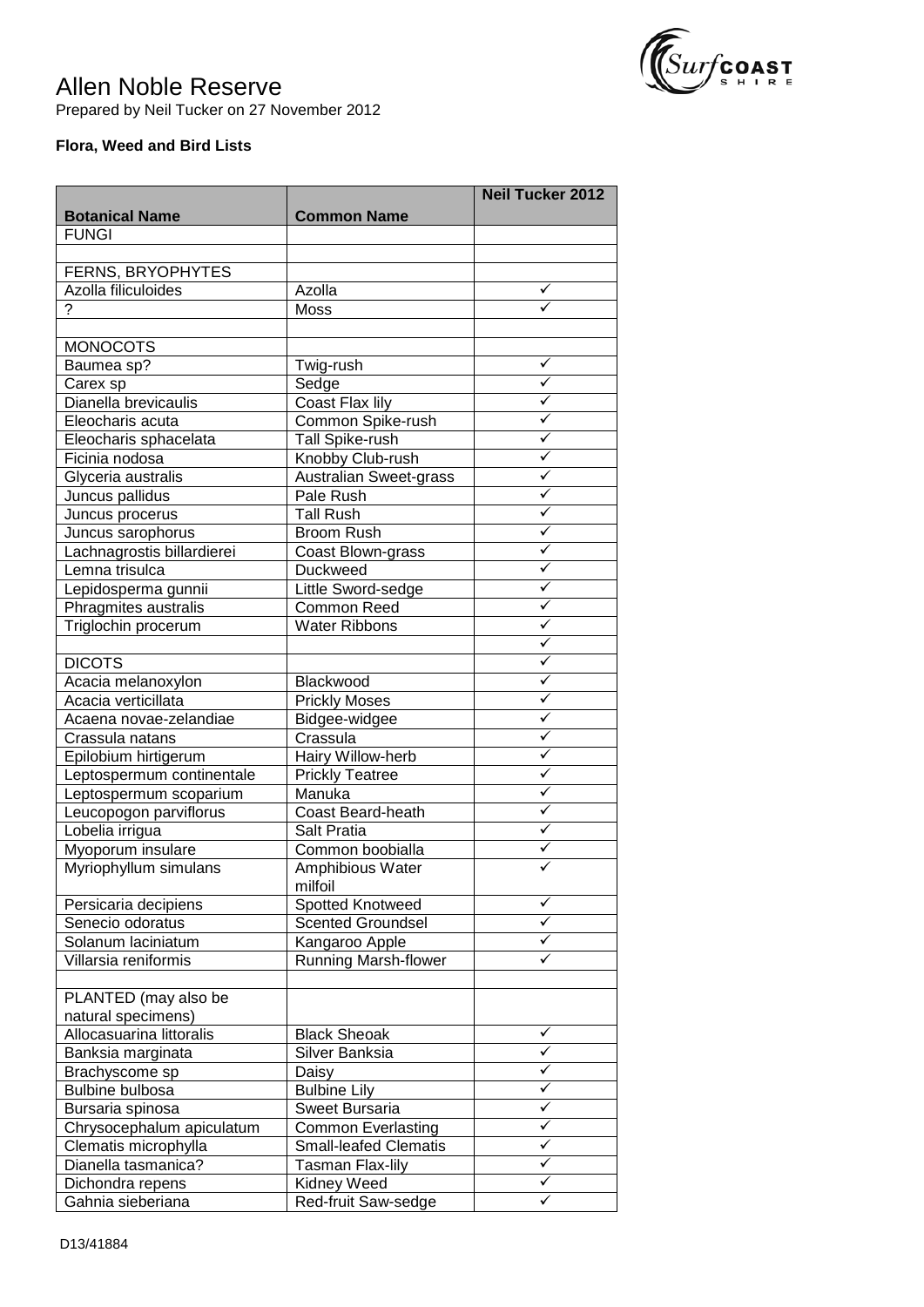# Allen Noble Reserve

Prepared by Neil Tucker on 27 November 2012

**Flora, Weed and Bird Lists**

| Botanical Name | Common Name | Neil Tucker 2012 |
|---|---|---|
| FUNGI | | |
| | | |
| FERNS, BRYOPHYTES | | |
| Azolla filiculoides | Azolla | ✓ |
| ? | Moss | ✓ |
| | | |
| MONOCOTS | | |
| Baumea sp? | Twig-rush | ✓ |
| Carex sp | Sedge | ✓ |
| Dianella brevicaulis | Coast Flax lily | ✓ |
| Eleocharis acuta | Common Spike-rush | ✓ |
| Eleocharis sphacelata | Tall Spike-rush | ✓ |
| Ficinia nodosa | Knobby Club-rush | ✓ |
| Glyceria australis | Australian Sweet-grass | ✓ |
| Juncus pallidus | Pale Rush | ✓ |
| Juncus procerus | Tall Rush | ✓ |
| Juncus sarophorus | Broom Rush | ✓ |
| Lachnagrostis billardierei | Coast Blown-grass | ✓ |
| Lemna trisulca | Duckweed | ✓ |
| Lepidosperma gunnii | Little Sword-sedge | ✓ |
| Phragmites australis | Common Reed | ✓ |
| Triglochin procerum | Water Ribbons | ✓ |
| | | ✓ |
| DICOTS | | ✓ |
| Acacia melanoxylon | Blackwood | ✓ |
| Acacia verticillata | Prickly Moses | ✓ |
| Acaena novae-zelandiae | Bidgee-widgee | ✓ |
| Crassula natans | Crassula | ✓ |
| Epilobium hirtigerum | Hairy Willow-herb | ✓ |
| Leptospermum continentale | Prickly Teatree | ✓ |
| Leptospermum scoparium | Manuka | ✓ |
| Leucopogon parviflorus | Coast Beard-heath | ✓ |
| Lobelia irrigua | Salt Pratia | ✓ |
| Myoporum insulare | Common boobialla | ✓ |
| Myriophyllum simulans | Amphibious Water milfoil | ✓ |
| Persicaria decipiens | Spotted Knotweed | ✓ |
| Senecio odoratus | Scented Groundsel | ✓ |
| Solanum laciniatum | Kangaroo Apple | ✓ |
| Villarsia reniformis | Running Marsh-flower | ✓ |
| | | |
| PLANTED (may also be natural specimens) | | |
| Allocasuarina littoralis | Black Sheoak | ✓ |
| Banksia marginata | Silver Banksia | ✓ |
| Brachyscome sp | Daisy | ✓ |
| Bulbine bulbosa | Bulbine Lily | ✓ |
| Bursaria spinosa | Sweet Bursaria | ✓ |
| Chrysocephalum apiculatum | Common Everlasting | ✓ |
| Clematis microphylla | Small-leafed Clematis | ✓ |
| Dianella tasmanica? | Tasman Flax-lily | ✓ |
| Dichondra repens | Kidney Weed | ✓ |
| Gahnia sieberiana | Red-fruit Saw-sedge | ✓ |

D13/41884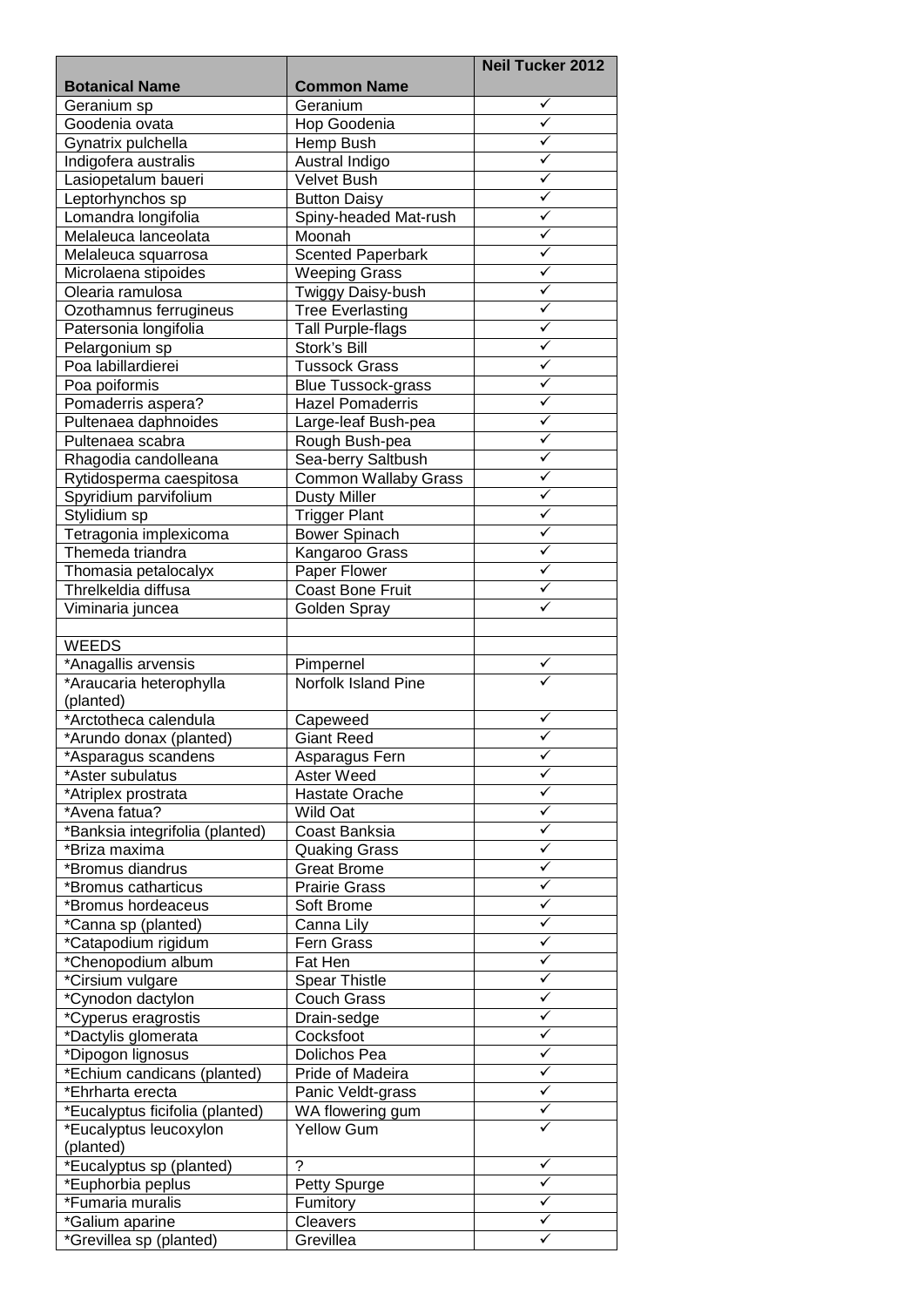| Botanical Name | Common Name | Neil Tucker 2012 |
|---|---|---|
| Geranium sp | Geranium | ✓ |
| Goodenia ovata | Hop Goodenia | ✓ |
| Gynatrix pulchella | Hemp Bush | ✓ |
| Indigofera australis | Austral Indigo | ✓ |
| Lasiopetalum baueri | Velvet Bush | ✓ |
| Leptorhynchos sp | Button Daisy | ✓ |
| Lomandra longifolia | Spiny-headed Mat-rush | ✓ |
| Melaleuca lanceolata | Moonah | ✓ |
| Melaleuca squarrosa | Scented Paperbark | ✓ |
| Microlaena stipoides | Weeping Grass | ✓ |
| Olearia ramulosa | Twiggy Daisy-bush | ✓ |
| Ozothamnus ferrugineus | Tree Everlasting | ✓ |
| Patersonia longifolia | Tall Purple-flags | ✓ |
| Pelargonium sp | Stork's Bill | ✓ |
| Poa labillardierei | Tussock Grass | ✓ |
| Poa poiformis | Blue Tussock-grass | ✓ |
| Pomaderris aspera? | Hazel Pomaderris | ✓ |
| Pultenaea daphnoides | Large-leaf Bush-pea | ✓ |
| Pultenaea scabra | Rough Bush-pea | ✓ |
| Rhagodia candolleana | Sea-berry Saltbush | ✓ |
| Rytidosperma caespitosa | Common Wallaby Grass | ✓ |
| Spyridium parvifolium | Dusty Miller | ✓ |
| Stylidium sp | Trigger Plant | ✓ |
| Tetragonia implexicoma | Bower Spinach | ✓ |
| Themeda triandra | Kangaroo Grass | ✓ |
| Thomasia petalocalyx | Paper Flower | ✓ |
| Threlkeldia diffusa | Coast Bone Fruit | ✓ |
| Viminaria juncea | Golden Spray | ✓ |
| | | |
| WEEDS | | |
| *Anagallis arvensis | Pimpernel | ✓ |
| *Araucaria heterophylla (planted) | Norfolk Island Pine | ✓ |
| *Arctotheca calendula | Capeweed | ✓ |
| *Arundo donax (planted) | Giant Reed | ✓ |
| *Asparagus scandens | Asparagus Fern | ✓ |
| *Aster subulatus | Aster Weed | ✓ |
| *Atriplex prostrata | Hastate Orache | ✓ |
| *Avena fatua? | Wild Oat | ✓ |
| *Banksia integrifolia (planted) | Coast Banksia | ✓ |
| *Briza maxima | Quaking Grass | ✓ |
| *Bromus diandrus | Great Brome | ✓ |
| *Bromus catharticus | Prairie Grass | ✓ |
| *Bromus hordeaceus | Soft Brome | ✓ |
| *Canna sp (planted) | Canna Lily | ✓ |
| *Catapodium rigidum | Fern Grass | ✓ |
| *Chenopodium album | Fat Hen | ✓ |
| *Cirsium vulgare | Spear Thistle | ✓ |
| *Cynodon dactylon | Couch Grass | ✓ |
| *Cyperus eragrostis | Drain-sedge | ✓ |
| *Dactylis glomerata | Cocksfoot | ✓ |
| *Dipogon lignosus | Dolichos Pea | ✓ |
| *Echium candicans (planted) | Pride of Madeira | ✓ |
| *Ehrharta erecta | Panic Veldt-grass | ✓ |
| *Eucalyptus ficifolia (planted) | WA flowering gum | ✓ |
| *Eucalyptus leucoxylon (planted) | Yellow Gum | ✓ |
| *Eucalyptus sp (planted) | ? | ✓ |
| *Euphorbia peplus | Petty Spurge | ✓ |
| *Fumaria muralis | Fumitory | ✓ |
| *Galium aparine | Cleavers | ✓ |
| *Grevillea sp (planted) | Grevillea | ✓ |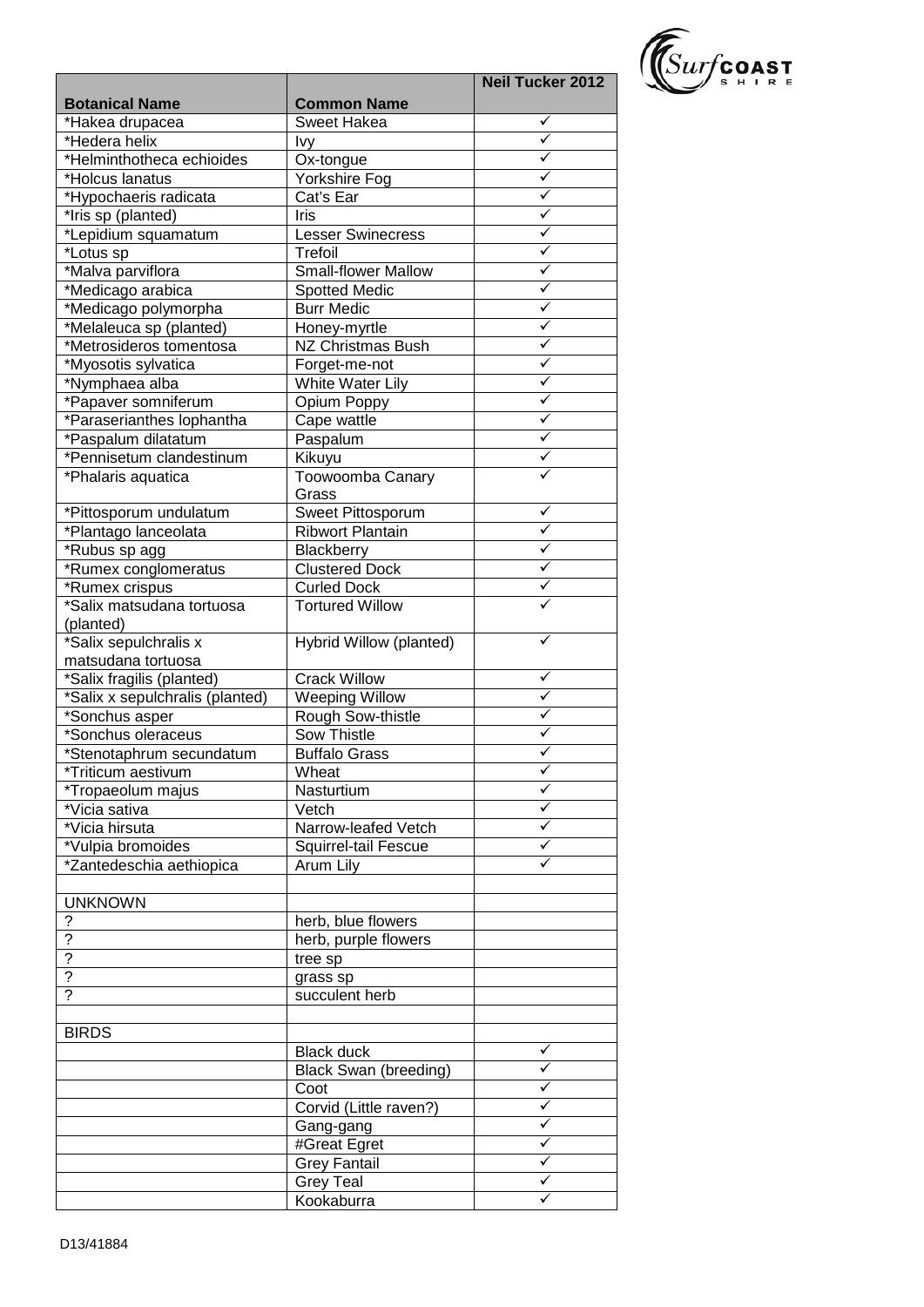| Botanical Name | Common Name | Neil Tucker 2012 |
|---|---|---|
| *Hakea drupacea | Sweet Hakea | ✓ |
| *Hedera helix | Ivy | ✓ |
| *Helminthotheca echioides | Ox-tongue | ✓ |
| *Holcus lanatus | Yorkshire Fog | ✓ |
| *Hypochaeris radicata | Cat's Ear | ✓ |
| *Iris sp (planted) | Iris | ✓ |
| *Lepidium squamatum | Lesser Swinecress | ✓ |
| *Lotus sp | Trefoil | ✓ |
| *Malva parviflora | Small-flower Mallow | ✓ |
| *Medicago arabica | Spotted Medic | ✓ |
| *Medicago polymorpha | Burr Medic | ✓ |
| *Melaleuca sp (planted) | Honey-myrtle | ✓ |
| *Metrosideros tomentosa | NZ Christmas Bush | ✓ |
| *Myosotis sylvatica | Forget-me-not | ✓ |
| *Nymphaea alba | White Water Lily | ✓ |
| *Papaver somniferum | Opium Poppy | ✓ |
| *Paraserianthes lophantha | Cape wattle | ✓ |
| *Paspalum dilatatum | Paspalum | ✓ |
| *Pennisetum clandestinum | Kikuyu | ✓ |
| *Phalaris aquatica | Toowoomba Canary Grass | ✓ |
| *Pittosporum undulatum | Sweet Pittosporum | ✓ |
| *Plantago lanceolata | Ribwort Plantain | ✓ |
| *Rubus sp agg | Blackberry | ✓ |
| *Rumex conglomeratus | Clustered Dock | ✓ |
| *Rumex crispus | Curled Dock | ✓ |
| *Salix matsudana tortuosa (planted) | Tortured Willow | ✓ |
| *Salix sepulchralis x matsudana tortuosa | Hybrid Willow (planted) | ✓ |
| *Salix fragilis (planted) | Crack Willow | ✓ |
| *Salix x sepulchralis (planted) | Weeping Willow | ✓ |
| *Sonchus asper | Rough Sow-thistle | ✓ |
| *Sonchus oleraceus | Sow Thistle | ✓ |
| *Stenotaphrum secundatum | Buffalo Grass | ✓ |
| *Triticum aestivum | Wheat | ✓ |
| *Tropaeolum majus | Nasturtium | ✓ |
| *Vicia sativa | Vetch | ✓ |
| *Vicia hirsuta | Narrow-leafed Vetch | ✓ |
| *Vulpia bromoides | Squirrel-tail Fescue | ✓ |
| *Zantedeschia aethiopica | Arum Lily | ✓ |
| | | |
| UNKNOWN | | |
| ? | herb, blue flowers | |
| ? | herb, purple flowers | |
| ? | tree sp | |
| ? | grass sp | |
| ? | succulent herb | |
| | | |
| BIRDS | | |
| | Black duck | ✓ |
| | Black Swan (breeding) | ✓ |
| | Coot | ✓ |
| | Corvid (Little raven?) | ✓ |
| | Gang-gang | ✓ |
| | #Great Egret | ✓ |
| | Grey Fantail | ✓ |
| | Grey Teal | ✓ |
| | Kookaburra | ✓ |

D13/41884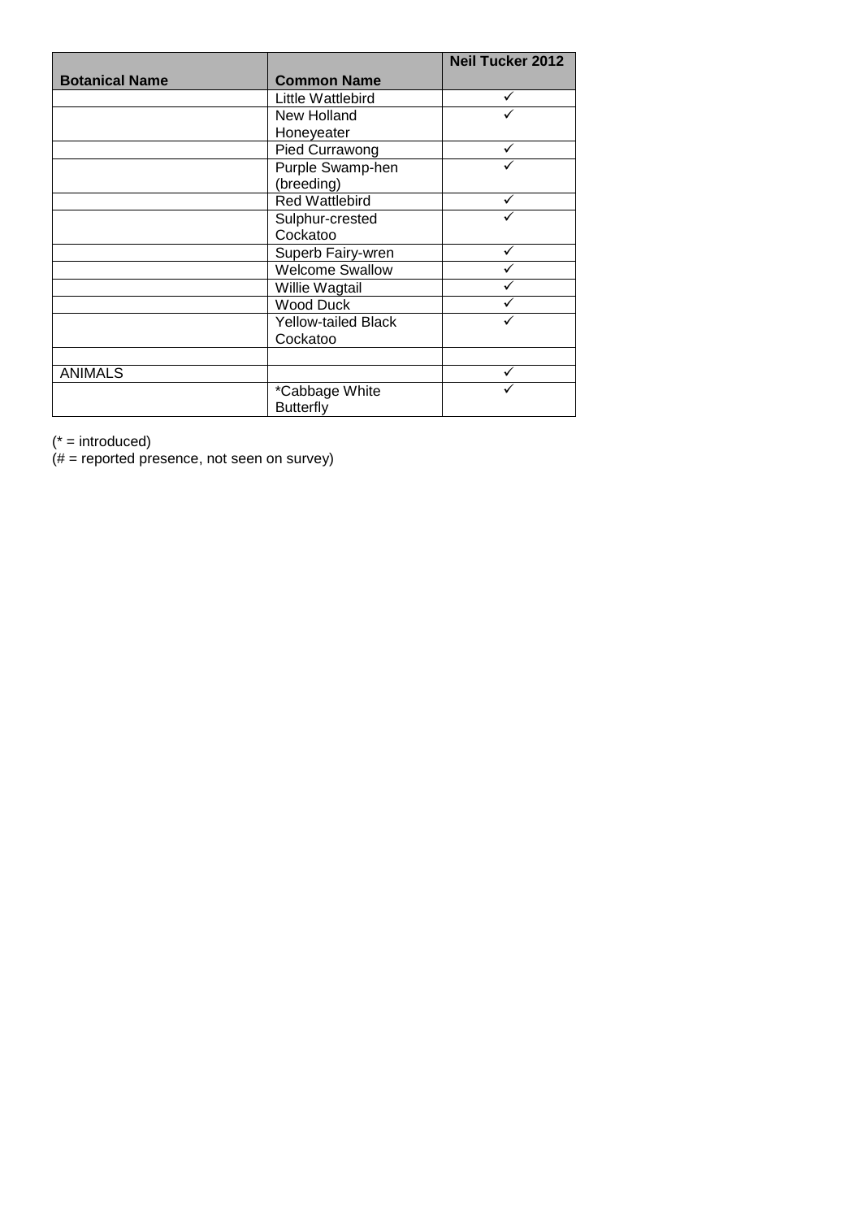| Botanical Name | Common Name | Neil Tucker 2012 |
|---|---|---|
| | Little Wattlebird | ✓ |
| | New Holland Honeyeater | ✓ |
| | Pied Currawong | ✓ |
| | Purple Swamp-hen (breeding) | ✓ |
| | Red Wattlebird | ✓ |
| | Sulphur-crested Cockatoo | ✓ |
| | Superb Fairy-wren | ✓ |
| | Welcome Swallow | ✓ |
| | Willie Wagtail | ✓ |
| | Wood Duck | ✓ |
| | Yellow-tailed Black Cockatoo | ✓ |
| | | |
| ANIMALS | | ✓ |
| | *Cabbage White Butterfly | ✓ |

(* = introduced)

(# = reported presence, not seen on survey)